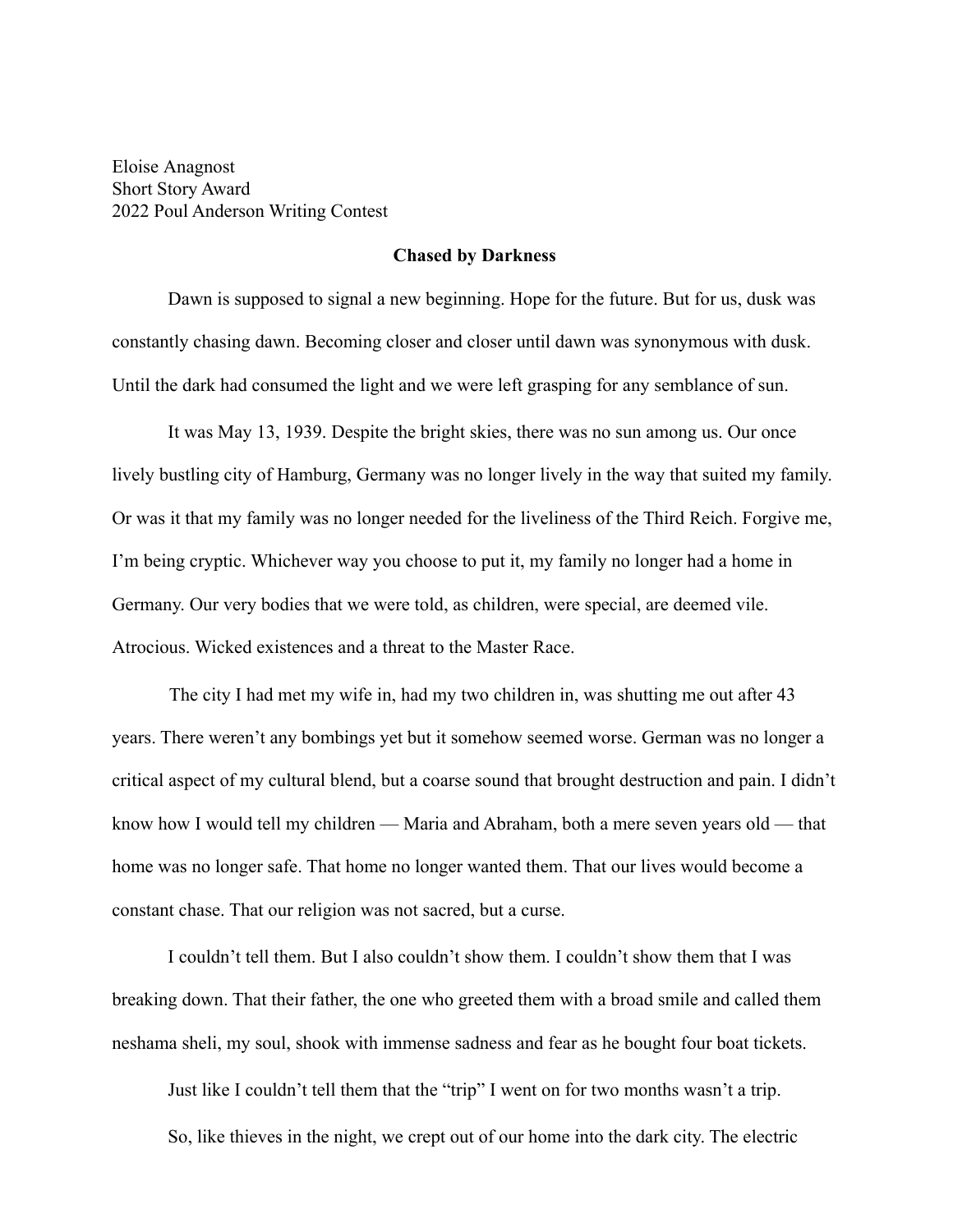Eloise Anagnost
Short Story Award
2022 Poul Anderson Writing Contest

## Chased by Darkness

Dawn is supposed to signal a new beginning. Hope for the future. But for us, dusk was constantly chasing dawn. Becoming closer and closer until dawn was synonymous with dusk. Until the dark had consumed the light and we were left grasping for any semblance of sun.

It was May 13, 1939. Despite the bright skies, there was no sun among us. Our once lively bustling city of Hamburg, Germany was no longer lively in the way that suited my family. Or was it that my family was no longer needed for the liveliness of the Third Reich. Forgive me, I'm being cryptic. Whichever way you choose to put it, my family no longer had a home in Germany. Our very bodies that we were told, as children, were special, are deemed vile. Atrocious. Wicked existences and a threat to the Master Race.

The city I had met my wife in, had my two children in, was shutting me out after 43 years. There weren't any bombings yet but it somehow seemed worse. German was no longer a critical aspect of my cultural blend, but a coarse sound that brought destruction and pain. I didn't know how I would tell my children — Maria and Abraham, both a mere seven years old — that home was no longer safe. That home no longer wanted them. That our lives would become a constant chase. That our religion was not sacred, but a curse.

I couldn't tell them. But I also couldn't show them. I couldn't show them that I was breaking down. That their father, the one who greeted them with a broad smile and called them neshama sheli, my soul, shook with immense sadness and fear as he bought four boat tickets.

Just like I couldn't tell them that the "trip" I went on for two months wasn't a trip.

So, like thieves in the night, we crept out of our home into the dark city. The electric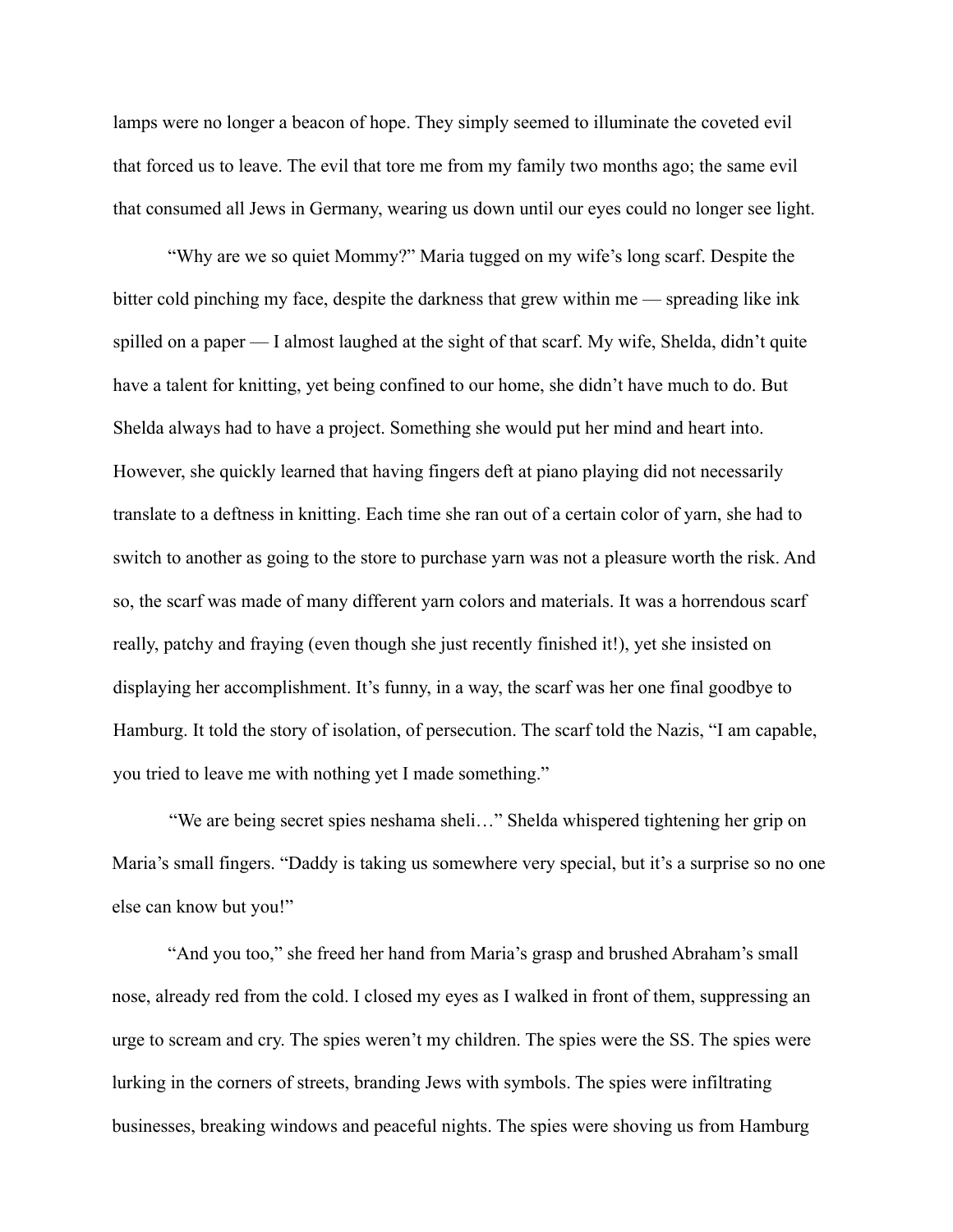lamps were no longer a beacon of hope. They simply seemed to illuminate the coveted evil that forced us to leave. The evil that tore me from my family two months ago; the same evil that consumed all Jews in Germany, wearing us down until our eyes could no longer see light.

"Why are we so quiet Mommy?" Maria tugged on my wife's long scarf. Despite the bitter cold pinching my face, despite the darkness that grew within me — spreading like ink spilled on a paper — I almost laughed at the sight of that scarf. My wife, Shelda, didn't quite have a talent for knitting, yet being confined to our home, she didn't have much to do. But Shelda always had to have a project. Something she would put her mind and heart into. However, she quickly learned that having fingers deft at piano playing did not necessarily translate to a deftness in knitting. Each time she ran out of a certain color of yarn, she had to switch to another as going to the store to purchase yarn was not a pleasure worth the risk. And so, the scarf was made of many different yarn colors and materials. It was a horrendous scarf really, patchy and fraying (even though she just recently finished it!), yet she insisted on displaying her accomplishment. It's funny, in a way, the scarf was her one final goodbye to Hamburg. It told the story of isolation, of persecution. The scarf told the Nazis, "I am capable, you tried to leave me with nothing yet I made something."

"We are being secret spies neshama sheli…" Shelda whispered tightening her grip on Maria's small fingers. "Daddy is taking us somewhere very special, but it's a surprise so no one else can know but you!"

"And you too," she freed her hand from Maria's grasp and brushed Abraham's small nose, already red from the cold. I closed my eyes as I walked in front of them, suppressing an urge to scream and cry. The spies weren't my children. The spies were the SS. The spies were lurking in the corners of streets, branding Jews with symbols. The spies were infiltrating businesses, breaking windows and peaceful nights. The spies were shoving us from Hamburg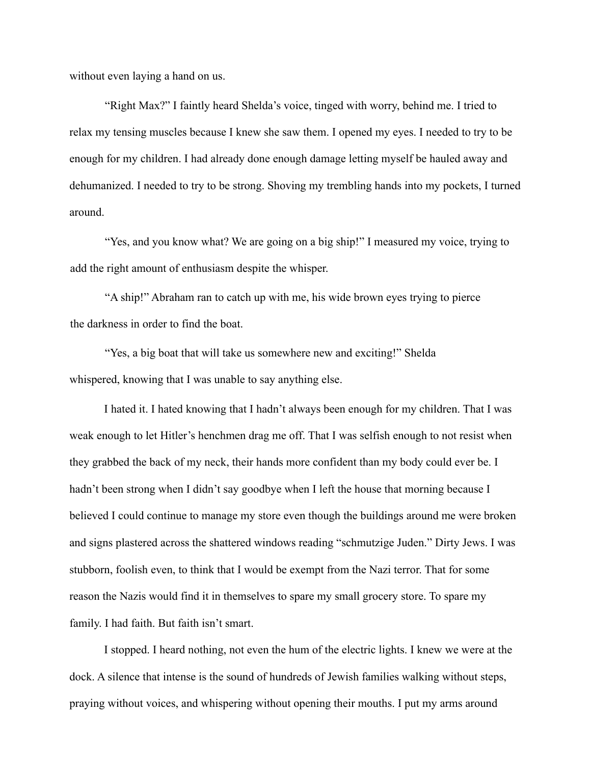without even laying a hand on us.

“Right Max?” I faintly heard Shelda’s voice, tinged with worry, behind me. I tried to relax my tensing muscles because I knew she saw them. I opened my eyes. I needed to try to be enough for my children. I had already done enough damage letting myself be hauled away and dehumanized. I needed to try to be strong. Shoving my trembling hands into my pockets, I turned around.

“Yes, and you know what? We are going on a big ship!” I measured my voice, trying to add the right amount of enthusiasm despite the whisper.

“A ship!” Abraham ran to catch up with me, his wide brown eyes trying to pierce the darkness in order to find the boat.

“Yes, a big boat that will take us somewhere new and exciting!” Shelda whispered, knowing that I was unable to say anything else.

I hated it. I hated knowing that I hadn’t always been enough for my children. That I was weak enough to let Hitler’s henchmen drag me off. That I was selfish enough to not resist when they grabbed the back of my neck, their hands more confident than my body could ever be. I hadn’t been strong when I didn’t say goodbye when I left the house that morning because I believed I could continue to manage my store even though the buildings around me were broken and signs plastered across the shattered windows reading “schmutzige Juden.” Dirty Jews. I was stubborn, foolish even, to think that I would be exempt from the Nazi terror. That for some reason the Nazis would find it in themselves to spare my small grocery store. To spare my family. I had faith. But faith isn’t smart.

I stopped. I heard nothing, not even the hum of the electric lights. I knew we were at the dock. A silence that intense is the sound of hundreds of Jewish families walking without steps, praying without voices, and whispering without opening their mouths. I put my arms around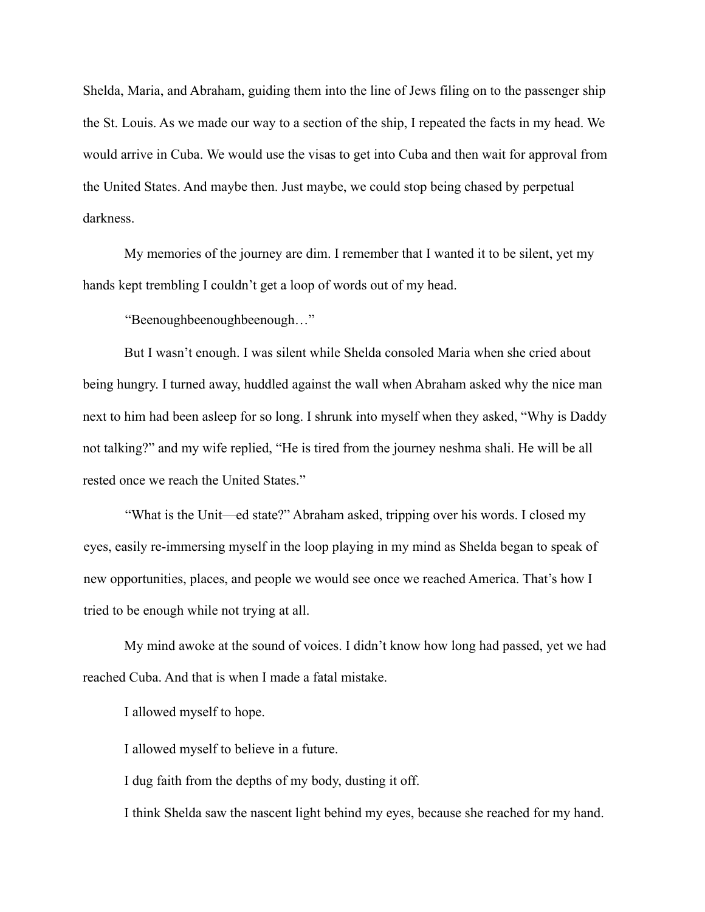Shelda, Maria, and Abraham, guiding them into the line of Jews filing on to the passenger ship the St. Louis. As we made our way to a section of the ship, I repeated the facts in my head. We would arrive in Cuba. We would use the visas to get into Cuba and then wait for approval from the United States. And maybe then. Just maybe, we could stop being chased by perpetual darkness.

My memories of the journey are dim. I remember that I wanted it to be silent, yet my hands kept trembling I couldn't get a loop of words out of my head.

"Beenoughbeenoughbeenough…"

But I wasn't enough. I was silent while Shelda consoled Maria when she cried about being hungry. I turned away, huddled against the wall when Abraham asked why the nice man next to him had been asleep for so long. I shrunk into myself when they asked, "Why is Daddy not talking?" and my wife replied, "He is tired from the journey neshma shali. He will be all rested once we reach the United States."

"What is the Unit—ed state?" Abraham asked, tripping over his words. I closed my eyes, easily re-immersing myself in the loop playing in my mind as Shelda began to speak of new opportunities, places, and people we would see once we reached America. That's how I tried to be enough while not trying at all.

My mind awoke at the sound of voices. I didn't know how long had passed, yet we had reached Cuba. And that is when I made a fatal mistake.

I allowed myself to hope.

I allowed myself to believe in a future.

I dug faith from the depths of my body, dusting it off.

I think Shelda saw the nascent light behind my eyes, because she reached for my hand.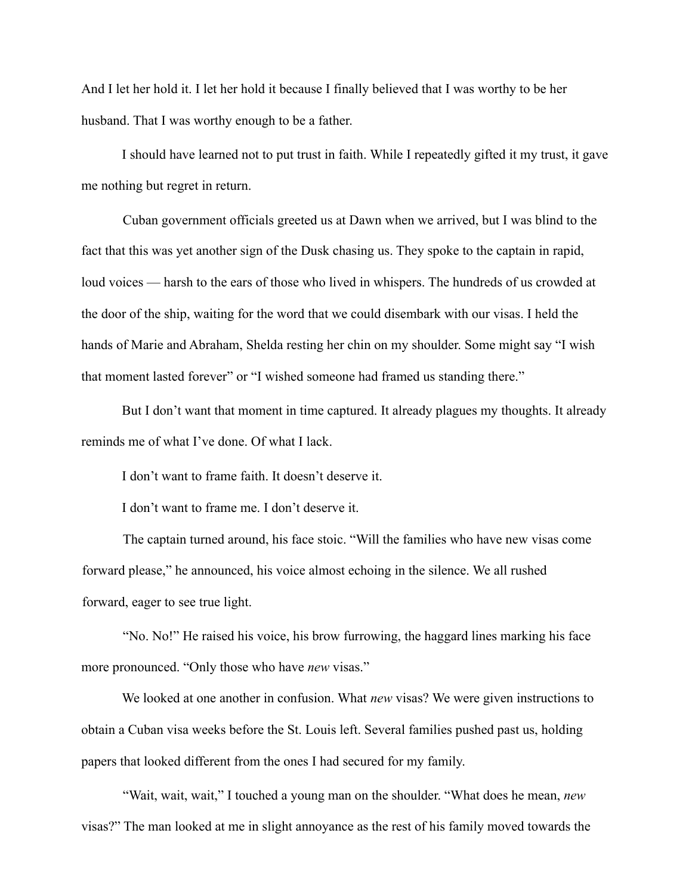And I let her hold it. I let her hold it because I finally believed that I was worthy to be her husband. That I was worthy enough to be a father.

I should have learned not to put trust in faith. While I repeatedly gifted it my trust, it gave me nothing but regret in return.

Cuban government officials greeted us at Dawn when we arrived, but I was blind to the fact that this was yet another sign of the Dusk chasing us. They spoke to the captain in rapid, loud voices — harsh to the ears of those who lived in whispers. The hundreds of us crowded at the door of the ship, waiting for the word that we could disembark with our visas. I held the hands of Marie and Abraham, Shelda resting her chin on my shoulder. Some might say "I wish that moment lasted forever" or "I wished someone had framed us standing there."

But I don't want that moment in time captured. It already plagues my thoughts. It already reminds me of what I've done. Of what I lack.

I don't want to frame faith. It doesn't deserve it.

I don't want to frame me. I don't deserve it.

The captain turned around, his face stoic. "Will the families who have new visas come forward please," he announced, his voice almost echoing in the silence. We all rushed forward, eager to see true light.

"No. No!" He raised his voice, his brow furrowing, the haggard lines marking his face more pronounced. "Only those who have *new* visas."

We looked at one another in confusion. What *new* visas? We were given instructions to obtain a Cuban visa weeks before the St. Louis left. Several families pushed past us, holding papers that looked different from the ones I had secured for my family.

"Wait, wait, wait," I touched a young man on the shoulder. "What does he mean, *new* visas?" The man looked at me in slight annoyance as the rest of his family moved towards the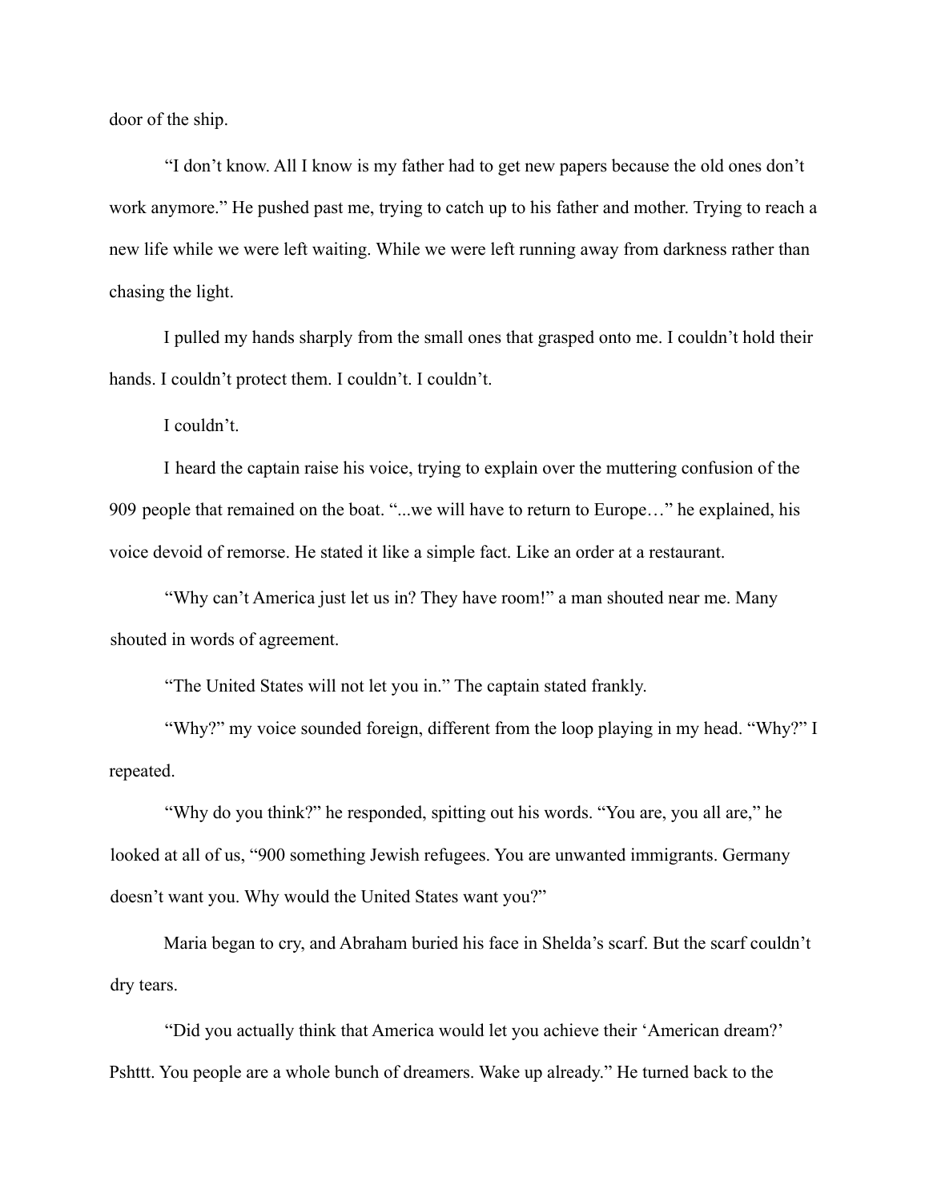door of the ship.

"I don't know. All I know is my father had to get new papers because the old ones don't work anymore." He pushed past me, trying to catch up to his father and mother. Trying to reach a new life while we were left waiting. While we were left running away from darkness rather than chasing the light.

I pulled my hands sharply from the small ones that grasped onto me. I couldn't hold their hands. I couldn't protect them. I couldn't. I couldn't.

I couldn't.

I heard the captain raise his voice, trying to explain over the muttering confusion of the 909 people that remained on the boat. "...we will have to return to Europe…" he explained, his voice devoid of remorse. He stated it like a simple fact. Like an order at a restaurant.

"Why can't America just let us in? They have room!" a man shouted near me. Many shouted in words of agreement.

"The United States will not let you in." The captain stated frankly.

"Why?" my voice sounded foreign, different from the loop playing in my head. "Why?" I repeated.

"Why do you think?" he responded, spitting out his words. "You are, you all are," he looked at all of us, "900 something Jewish refugees. You are unwanted immigrants. Germany doesn't want you. Why would the United States want you?"

Maria began to cry, and Abraham buried his face in Shelda's scarf. But the scarf couldn't dry tears.

"Did you actually think that America would let you achieve their 'American dream?' Pshttt. You people are a whole bunch of dreamers. Wake up already." He turned back to the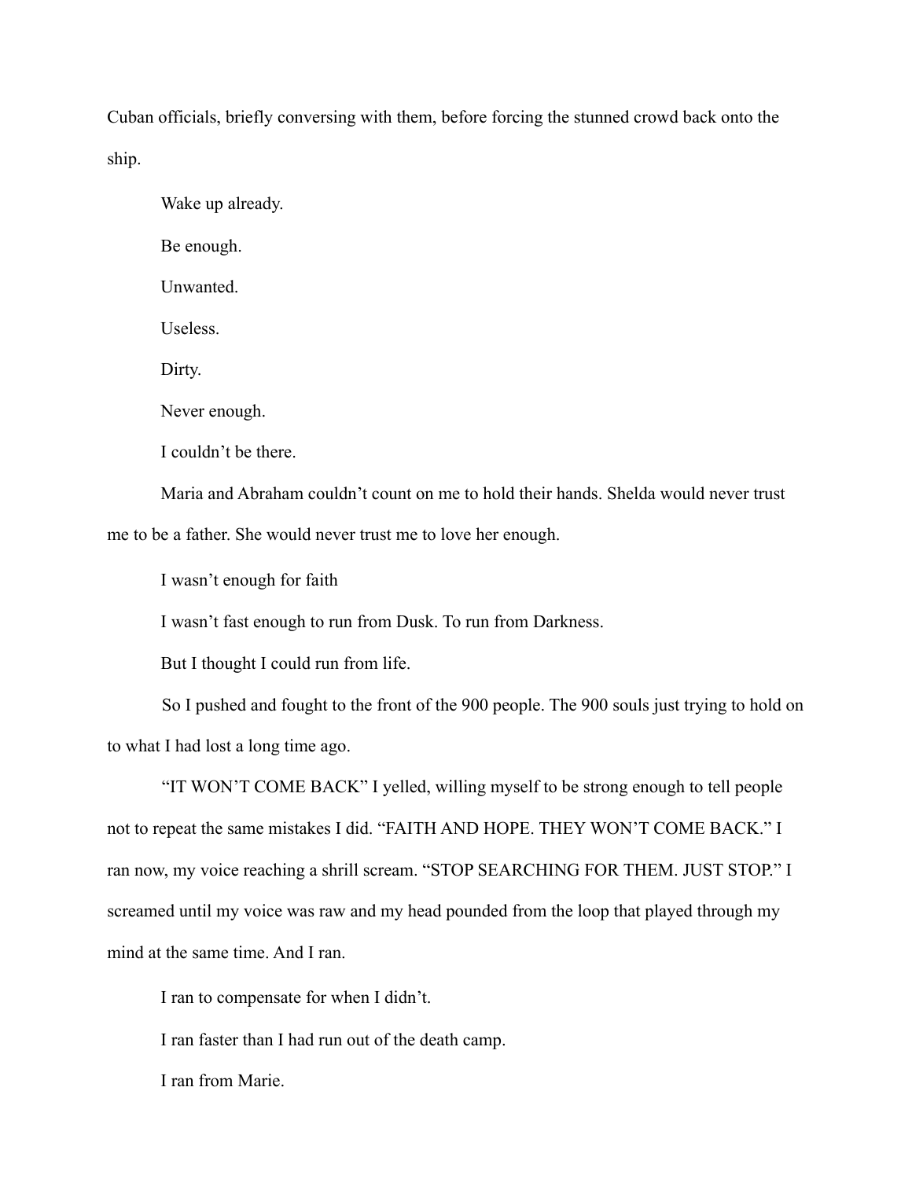Cuban officials, briefly conversing with them, before forcing the stunned crowd back onto the ship.

Wake up already.

Be enough.

Unwanted.

Useless.

Dirty.

Never enough.

I couldn't be there.

Maria and Abraham couldn't count on me to hold their hands. Shelda would never trust me to be a father. She would never trust me to love her enough.

I wasn't enough for faith

I wasn't fast enough to run from Dusk. To run from Darkness.

But I thought I could run from life.

So I pushed and fought to the front of the 900 people. The 900 souls just trying to hold on to what I had lost a long time ago.

"IT WON'T COME BACK" I yelled, willing myself to be strong enough to tell people not to repeat the same mistakes I did. "FAITH AND HOPE. THEY WON'T COME BACK." I ran now, my voice reaching a shrill scream. "STOP SEARCHING FOR THEM. JUST STOP." I screamed until my voice was raw and my head pounded from the loop that played through my mind at the same time. And I ran.

I ran to compensate for when I didn't.

I ran faster than I had run out of the death camp.

I ran from Marie.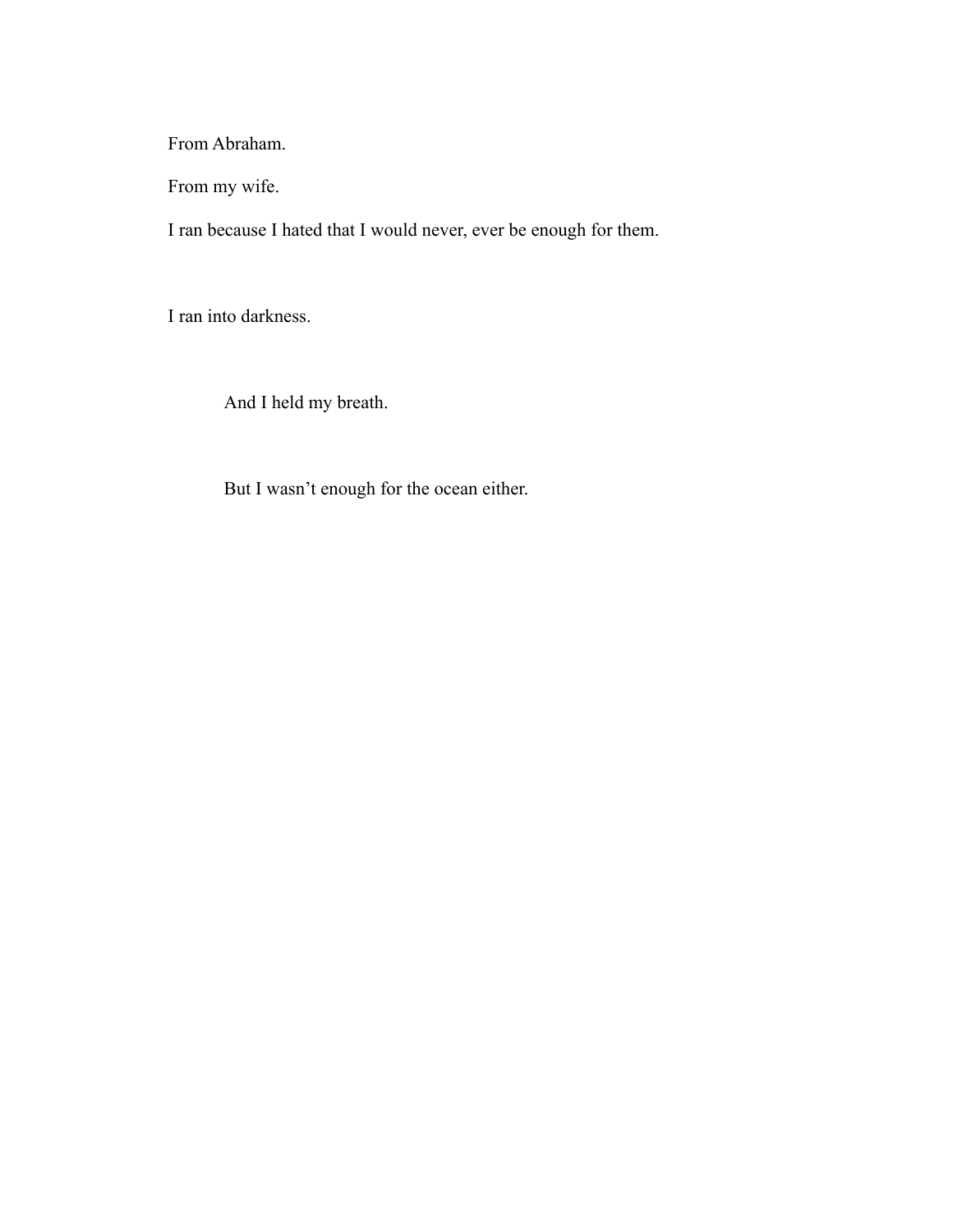From Abraham.

From my wife.

I ran because I hated that I would never, ever be enough for them.

I ran into darkness.

And I held my breath.

But I wasn't enough for the ocean either.